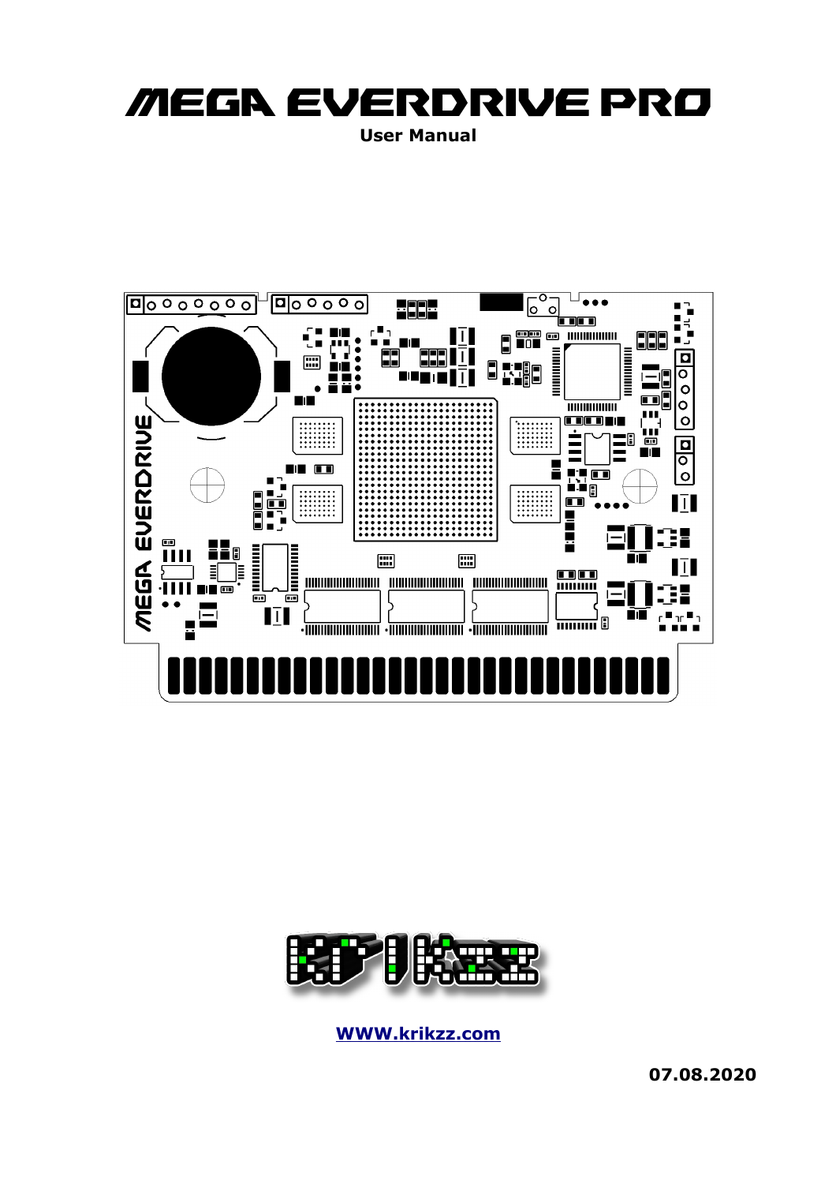# MEGA EVERDRIVE PRO

**User Manual**

**[WWW.krikzz.com](http://WWW.krikzz.com)**

**07.08.2020**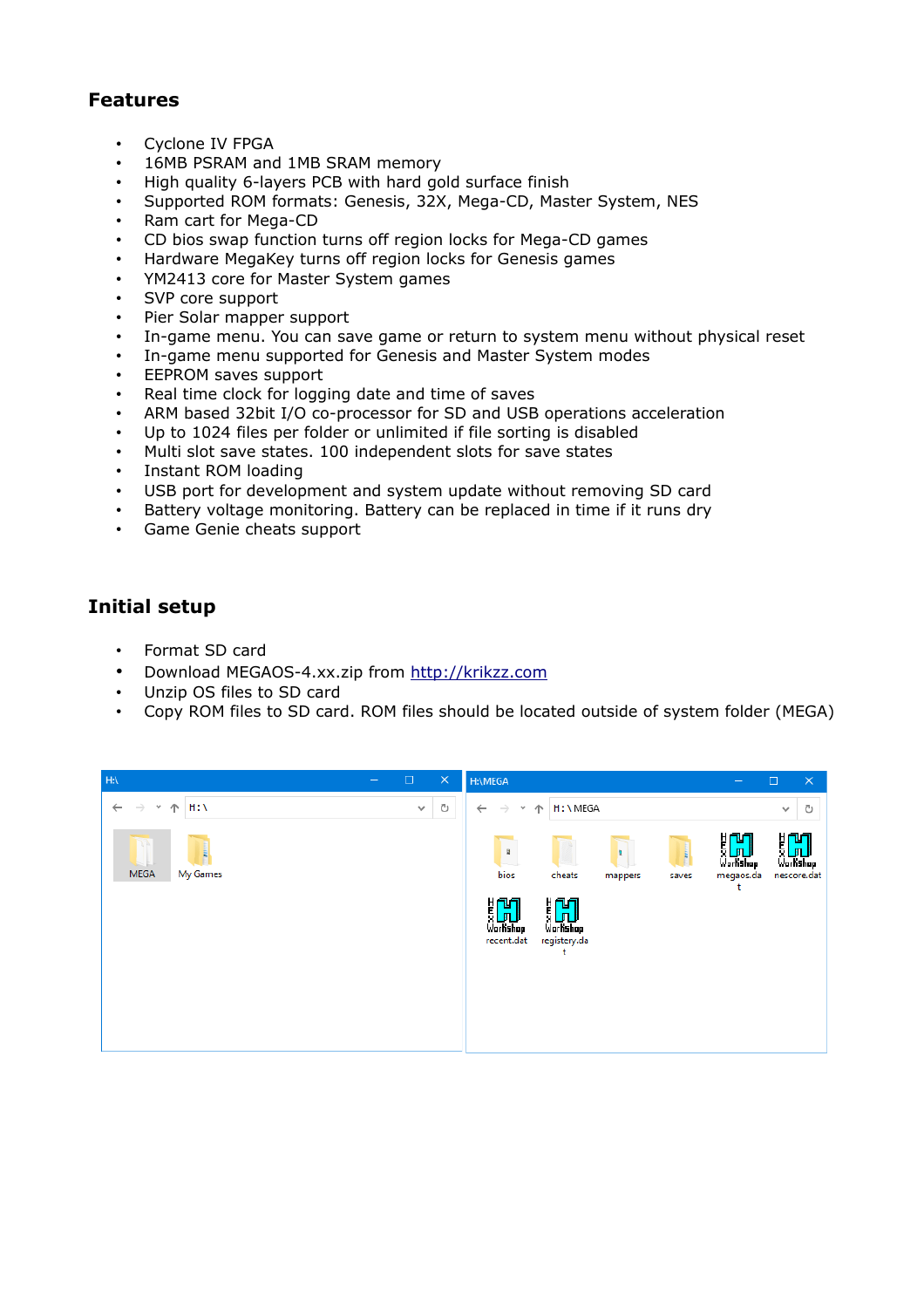## Features

- Cyclone IV FPGA
- 16MB PSRAM and 1MB SRAM memory
- High quality 6-layers PCB with hard gold surface finish
- Supported ROM formats: Genesis, 32X, Mega-CD, Master System, NES
- Ram cart for Mega-CD
- CD bios swap function turns off region locks for Mega-CD games
- Hardware MegaKey turns off region locks for Genesis games
- YM2413 core for Master System games
- SVP core support
- Pier Solar mapper support
- In-game menu. You can save game or return to system menu without physical reset
- In-game menu supported for Genesis and Master System modes
- EEPROM saves support
- Real time clock for logging date and time of saves
- ARM based 32bit I/O co-processor for SD and USB operations acceleration
- Up to 1024 files per folder or unlimited if file sorting is disabled
- Multi slot save states. 100 independent slots for save states
- Instant ROM loading
- USB port for development and system update without removing SD card
- Battery voltage monitoring. Battery can be replaced in time if it runs dry
- Game Genie cheats support

## Initial setup

- Format SD card
- Download MEGAOS-4.xx.zip from [http://krikzz.com](http://krikzz.com)
- Unzip OS files to SD card
- Copy ROM files to SD card. ROM files should be located outside of system folder (MEGA)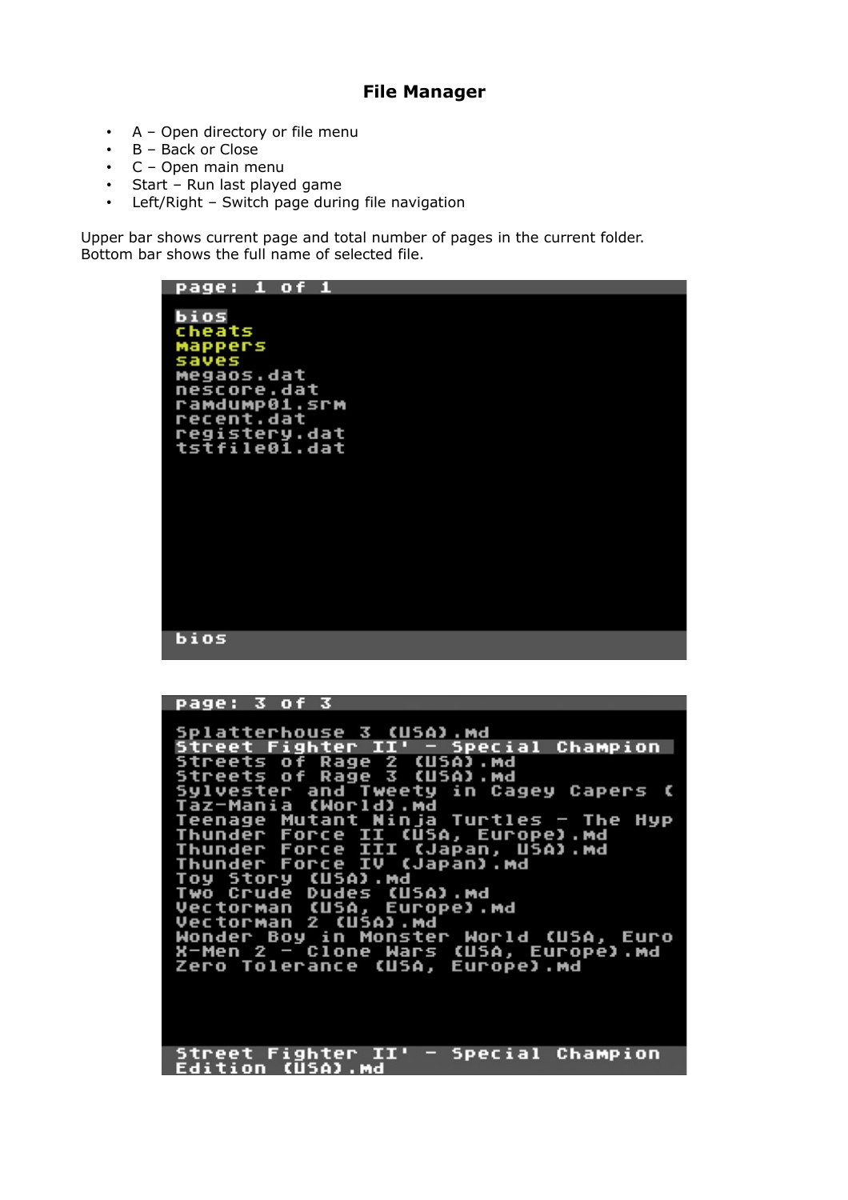# File Manager

- A – Open directory or file menu
- B – Back or Close
- C – Open main menu
- Start – Run last played game
- Left/Right – Switch page during file navigation

Upper bar shows current page and total number of pages in the current folder.
Bottom bar shows the full name of selected file.

```
page: 1 of 1

bios
cheats
mappers
saves
megaos.dat
nescore.dat
ramdump01.srm
recent.dat
registery.dat
tstfile01.dat

bios
```

```
page: 3 of 3

Splatterhouse 3 (USA).md
Street Fighter II' - Special Champion
Streets of Rage 2 (USA).md
Streets of Rage 3 (USA).md
Sylvester and Tweety in Cagey Capers (
Taz-Mania (World).md
Teenage Mutant Ninja Turtles - The Hyp
Thunder Force II (USA, Europe).md
Thunder Force III (Japan, USA).md
Thunder Force IV (Japan).md
Toy Story (USA).md
Two Crude Dudes (USA).md
Vectorman (USA, Europe).md
Vectorman 2 (USA).md
Wonder Boy in Monster World (USA, Euro
X-Men 2 - Clone Wars (USA, Europe).md
Zero Tolerance (USA, Europe).md

Street Fighter II' - Special Champion
Edition (USA).md
```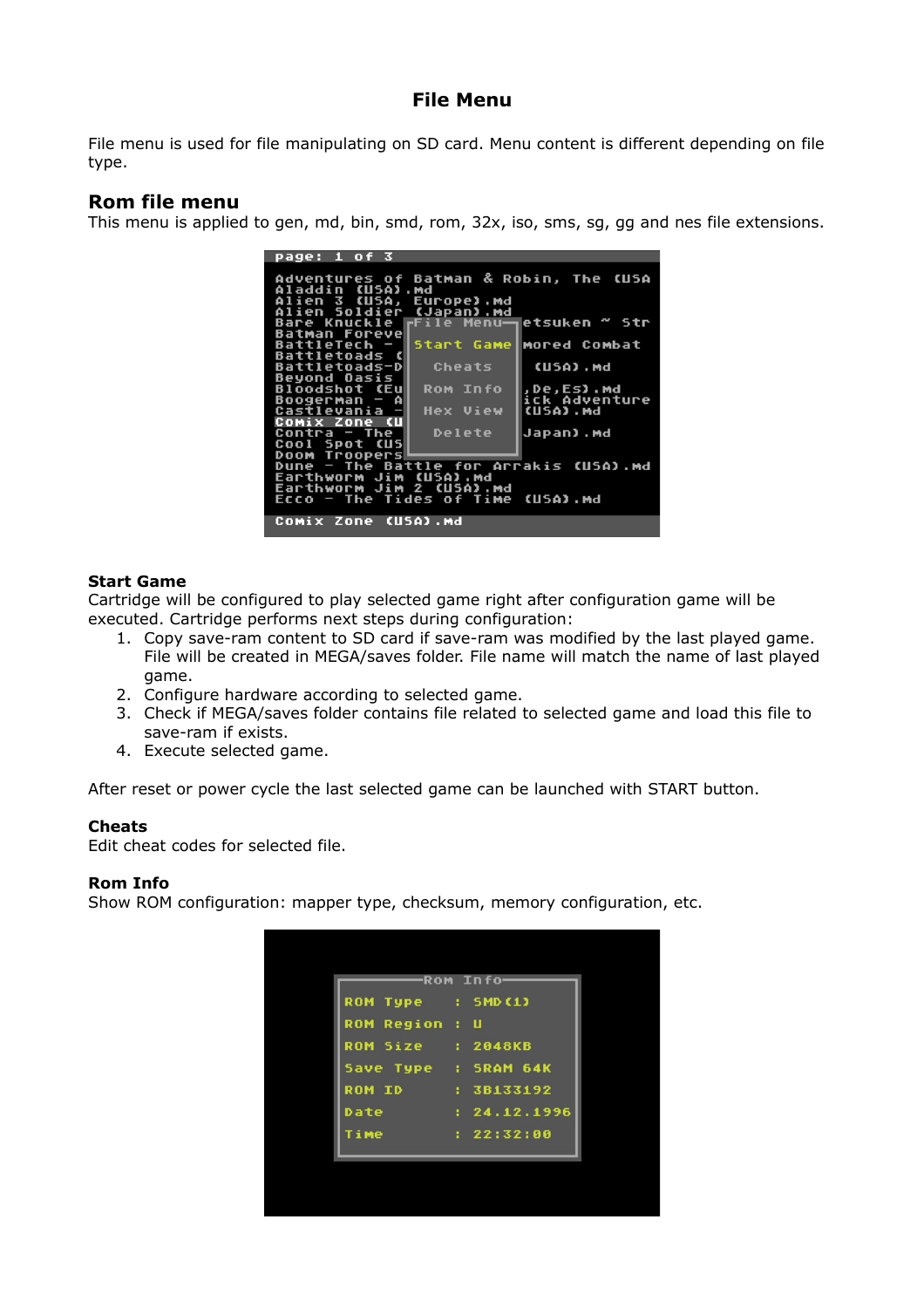# File Menu

File menu is used for file manipulating on SD card. Menu content is different depending on file type.

## Rom file menu

This menu is applied to gen, md, bin, smd, rom, 32x, iso, sms, sg, gg and nes file extensions.

### Start Game

Cartridge will be configured to play selected game right after configuration game will be executed. Cartridge performs next steps during configuration:

1. Copy save-ram content to SD card if save-ram was modified by the last played game. File will be created in MEGA/saves folder. File name will match the name of last played game.
2. Configure hardware according to selected game.
3. Check if MEGA/saves folder contains file related to selected game and load this file to save-ram if exists.
4. Execute selected game.

After reset or power cycle the last selected game can be launched with START button.

### Cheats

Edit cheat codes for selected file.

### Rom Info

Show ROM configuration: mapper type, checksum, memory configuration, etc.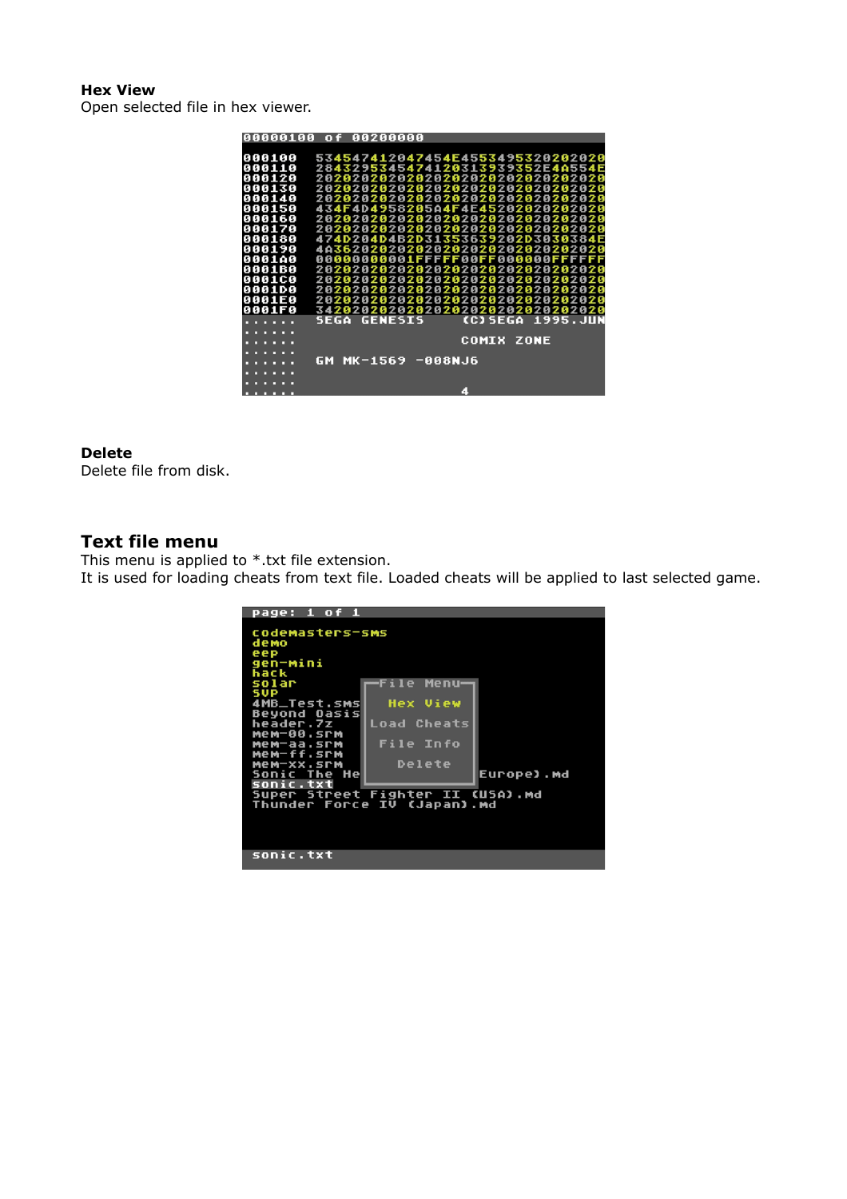**Hex View**
Open selected file in hex viewer.

**Delete**
Delete file from disk.

## Text file menu

This menu is applied to *.txt file extension.
It is used for loading cheats from text file. Loaded cheats will be applied to last selected game.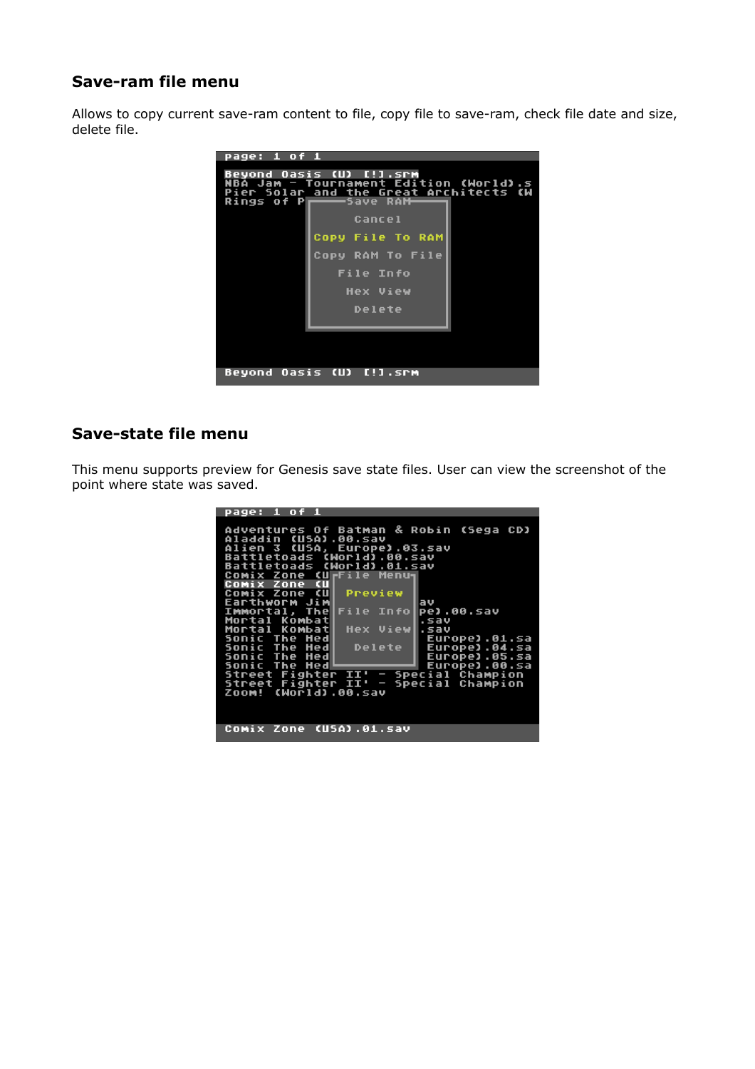## Save-ram file menu

Allows to copy current save-ram content to file, copy file to save-ram, check file date and size, delete file.

## Save-state file menu

This menu supports preview for Genesis save state files. User can view the screenshot of the point where state was saved.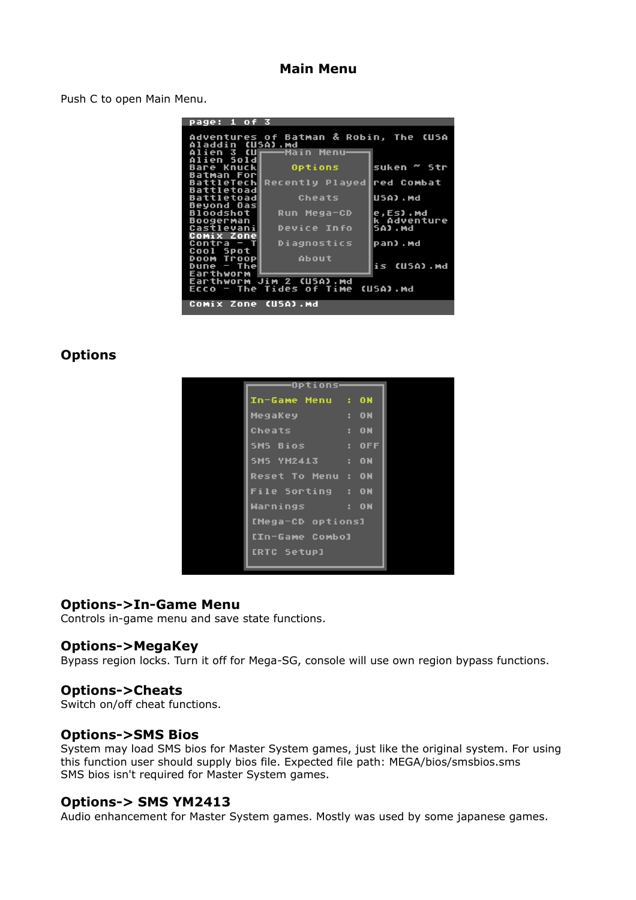## Main Menu

Push C to open Main Menu.

## Options

### Options->In-Game Menu
Controls in-game menu and save state functions.

### Options->MegaKey
Bypass region locks. Turn it off for Mega-SG, console will use own region bypass functions.

### Options->Cheats
Switch on/off cheat functions.

### Options->SMS Bios
System may load SMS bios for Master System games, just like the original system. For using this function user should supply bios file. Expected file path: MEGA/bios/smsbios.sms
SMS bios isn't required for Master System games.

### Options-> SMS YM2413
Audio enhancement for Master System games. Mostly was used by some japanese games.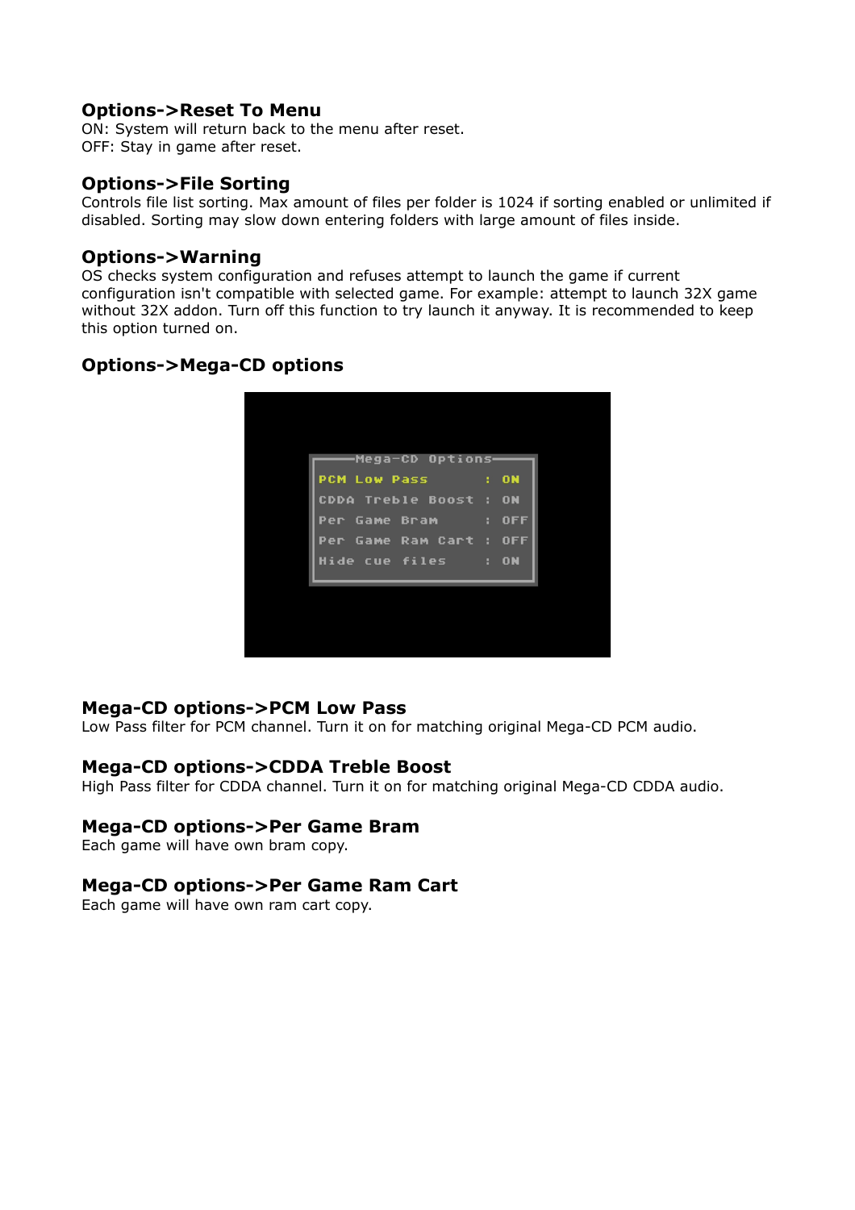### Options->Reset To Menu

ON: System will return back to the menu after reset.
OFF: Stay in game after reset.

### Options->File Sorting

Controls file list sorting. Max amount of files per folder is 1024 if sorting enabled or unlimited if disabled. Sorting may slow down entering folders with large amount of files inside.

### Options->Warning

OS checks system configuration and refuses attempt to launch the game if current configuration isn't compatible with selected game. For example: attempt to launch 32X game without 32X addon. Turn off this function to try launch it anyway. It is recommended to keep this option turned on.

### Options->Mega-CD options

### Mega-CD options->PCM Low Pass

Low Pass filter for PCM channel. Turn it on for matching original Mega-CD PCM audio.

### Mega-CD options->CDDA Treble Boost

High Pass filter for CDDA channel. Turn it on for matching original Mega-CD CDDA audio.

### Mega-CD options->Per Game Bram

Each game will have own bram copy.

### Mega-CD options->Per Game Ram Cart

Each game will have own ram cart copy.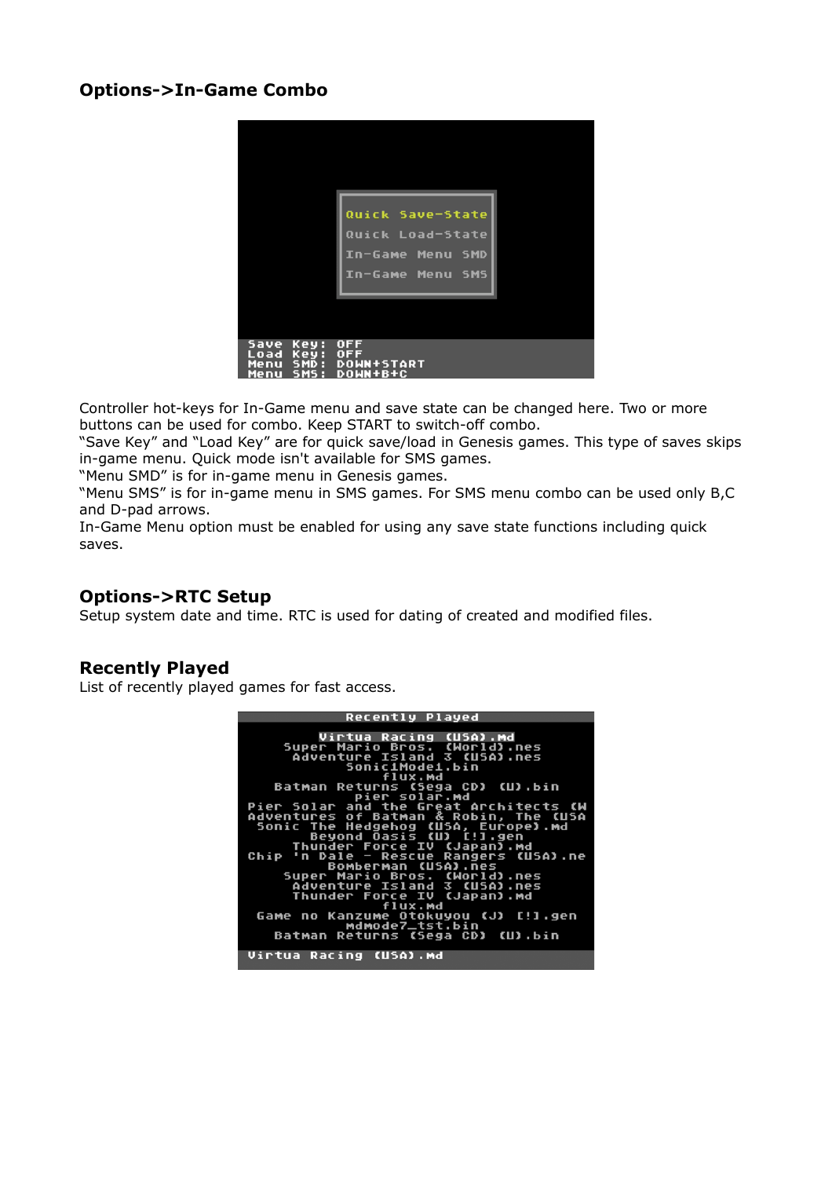### Options->In-Game Combo

Controller hot-keys for In-Game menu and save state can be changed here. Two or more buttons can be used for combo. Keep START to switch-off combo.
“Save Key” and “Load Key” are for quick save/load in Genesis games. This type of saves skips in-game menu. Quick mode isn't available for SMS games.
“Menu SMD” is for in-game menu in Genesis games.
“Menu SMS” is for in-game menu in SMS games. For SMS menu combo can be used only B,C and D-pad arrows.
In-Game Menu option must be enabled for using any save state functions including quick saves.

### Options->RTC Setup

Setup system date and time. RTC is used for dating of created and modified files.

### Recently Played

List of recently played games for fast access.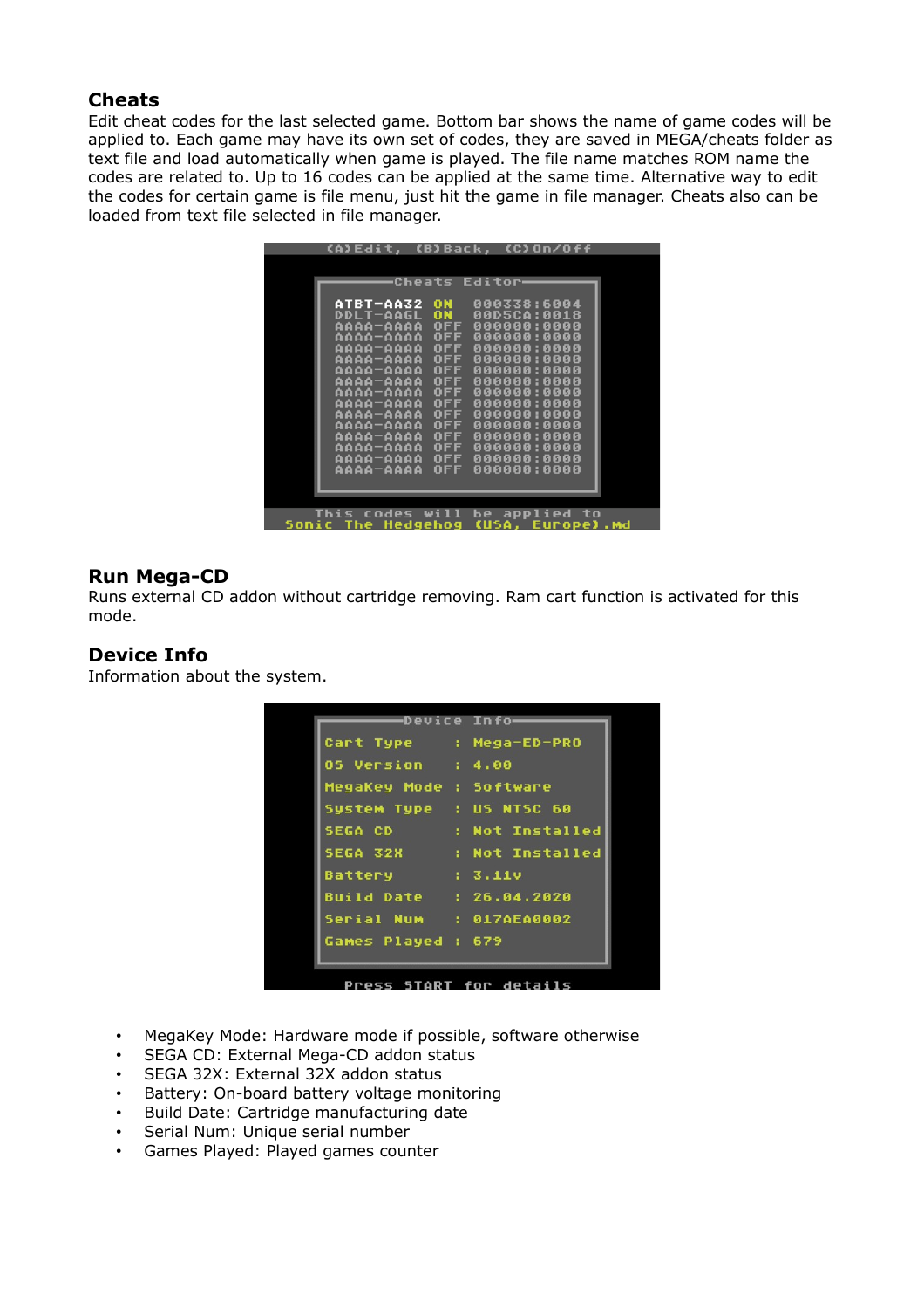## Cheats

Edit cheat codes for the last selected game. Bottom bar shows the name of game codes will be applied to. Each game may have its own set of codes, they are saved in MEGA/cheats folder as text file and load automatically when game is played. The file name matches ROM name the codes are related to. Up to 16 codes can be applied at the same time. Alternative way to edit the codes for certain game is file menu, just hit the game in file manager. Cheats also can be loaded from text file selected in file manager.

## Run Mega-CD

Runs external CD addon without cartridge removing. Ram cart function is activated for this mode.

## Device Info

Information about the system.

- MegaKey Mode: Hardware mode if possible, software otherwise
- SEGA CD: External Mega-CD addon status
- SEGA 32X: External 32X addon status
- Battery: On-board battery voltage monitoring
- Build Date: Cartridge manufacturing date
- Serial Num: Unique serial number
- Games Played: Played games counter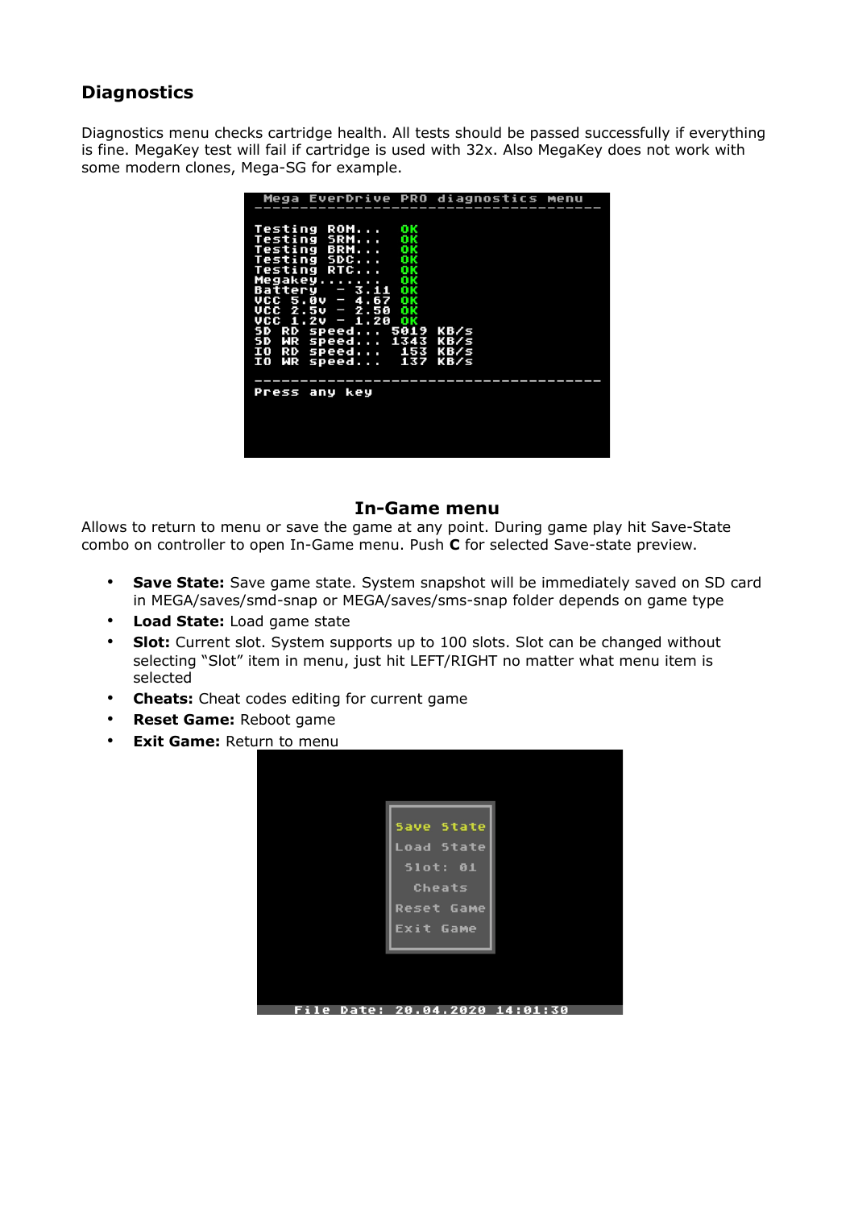## Diagnostics

Diagnostics menu checks cartridge health. All tests should be passed successfully if everything is fine. MegaKey test will fail if cartridge is used with 32x. Also MegaKey does not work with some modern clones, Mega-SG for example.

```
Mega EverDrive PRO diagnostics menu
---------------------------------------

Testing ROM...   OK
Testing SRM...   OK
Testing BRM...   OK
Testing SDC...   OK
Testing RTC...   OK
Megakey.......   OK
Battery  - 3.11  OK
VCC 5.0v - 4.67  OK
VCC 2.5v - 2.50  OK
VCC 1.2v - 1.20  OK
SD RD speed...  5019 KB/s
SD WR speed...  1343 KB/s
IO RD speed...   153 KB/s
IO WR speed...   137 KB/s

---------------------------------------
Press any key
```

## In-Game menu

Allows to return to menu or save the game at any point. During game play hit Save-State combo on controller to open In-Game menu. Push **C** for selected Save-state preview.

- **Save State:** Save game state. System snapshot will be immediately saved on SD card in MEGA/saves/smd-snap or MEGA/saves/sms-snap folder depends on game type
- **Load State:** Load game state
- **Slot:** Current slot. System supports up to 100 slots. Slot can be changed without selecting “Slot” item in menu, just hit LEFT/RIGHT no matter what menu item is selected
- **Cheats:** Cheat codes editing for current game
- **Reset Game:** Reboot game
- **Exit Game:** Return to menu

```
Save State
Load State
Slot: 01
Cheats
Reset Game
Exit Game

File Date: 20.04.2020 14:01:30
```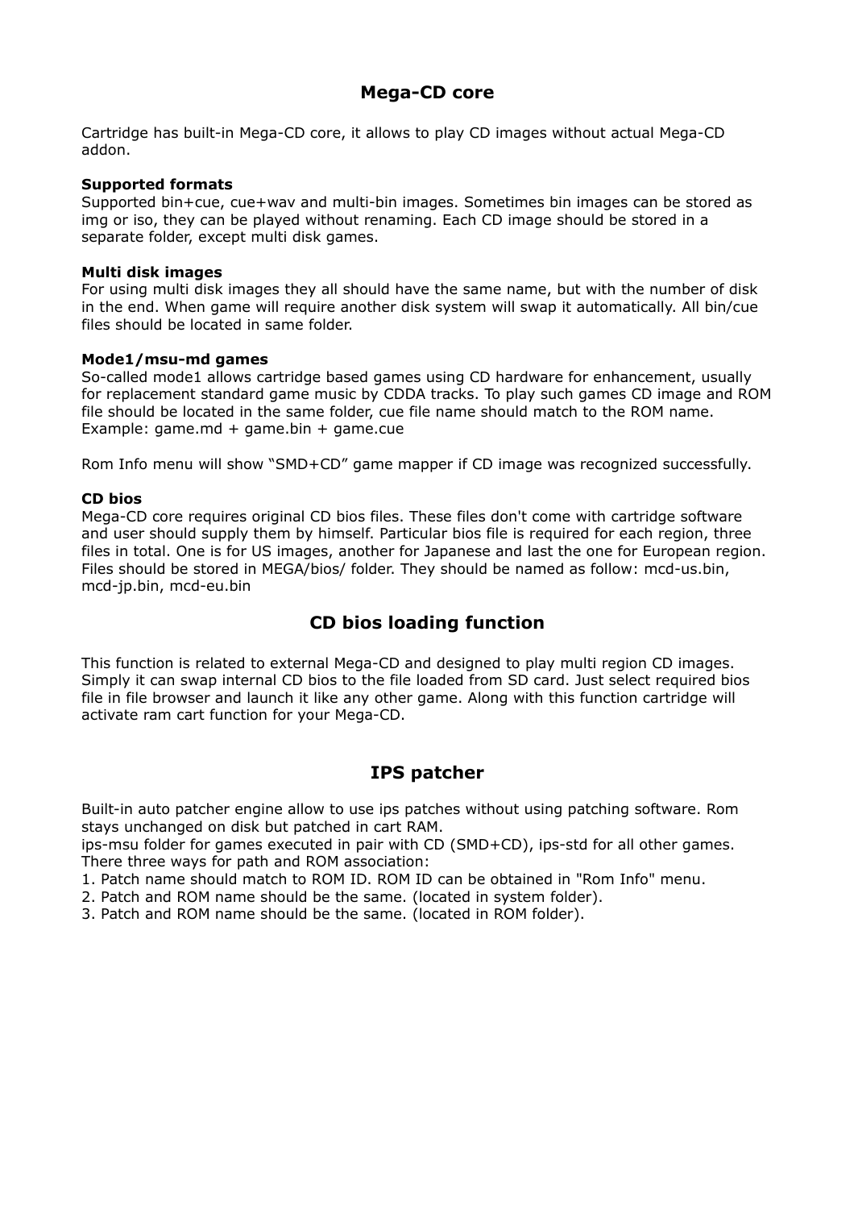## Mega-CD core

Cartridge has built-in Mega-CD core, it allows to play CD images without actual Mega-CD addon.

**Supported formats**
Supported bin+cue, cue+wav and multi-bin images. Sometimes bin images can be stored as img or iso, they can be played without renaming. Each CD image should be stored in a separate folder, except multi disk games.

**Multi disk images**
For using multi disk images they all should have the same name, but with the number of disk in the end. When game will require another disk system will swap it automatically. All bin/cue files should be located in same folder.

**Mode1/msu-md games**
So-called mode1 allows cartridge based games using CD hardware for enhancement, usually for replacement standard game music by CDDA tracks. To play such games CD image and ROM file should be located in the same folder, cue file name should match to the ROM name. Example: game.md + game.bin + game.cue

Rom Info menu will show “SMD+CD” game mapper if CD image was recognized successfully.

**CD bios**
Mega-CD core requires original CD bios files. These files don't come with cartridge software and user should supply them by himself. Particular bios file is required for each region, three files in total. One is for US images, another for Japanese and last the one for European region. Files should be stored in MEGA/bios/ folder. They should be named as follow: mcd-us.bin, mcd-jp.bin, mcd-eu.bin

## CD bios loading function

This function is related to external Mega-CD and designed to play multi region CD images. Simply it can swap internal CD bios to the file loaded from SD card. Just select required bios file in file browser and launch it like any other game. Along with this function cartridge will activate ram cart function for your Mega-CD.

## IPS patcher

Built-in auto patcher engine allow to use ips patches without using patching software. Rom stays unchanged on disk but patched in cart RAM.
ips-msu folder for games executed in pair with CD (SMD+CD), ips-std for all other games.
There three ways for path and ROM association:
1. Patch name should match to ROM ID. ROM ID can be obtained in "Rom Info" menu.
2. Patch and ROM name should be the same. (located in system folder).
3. Patch and ROM name should be the same. (located in ROM folder).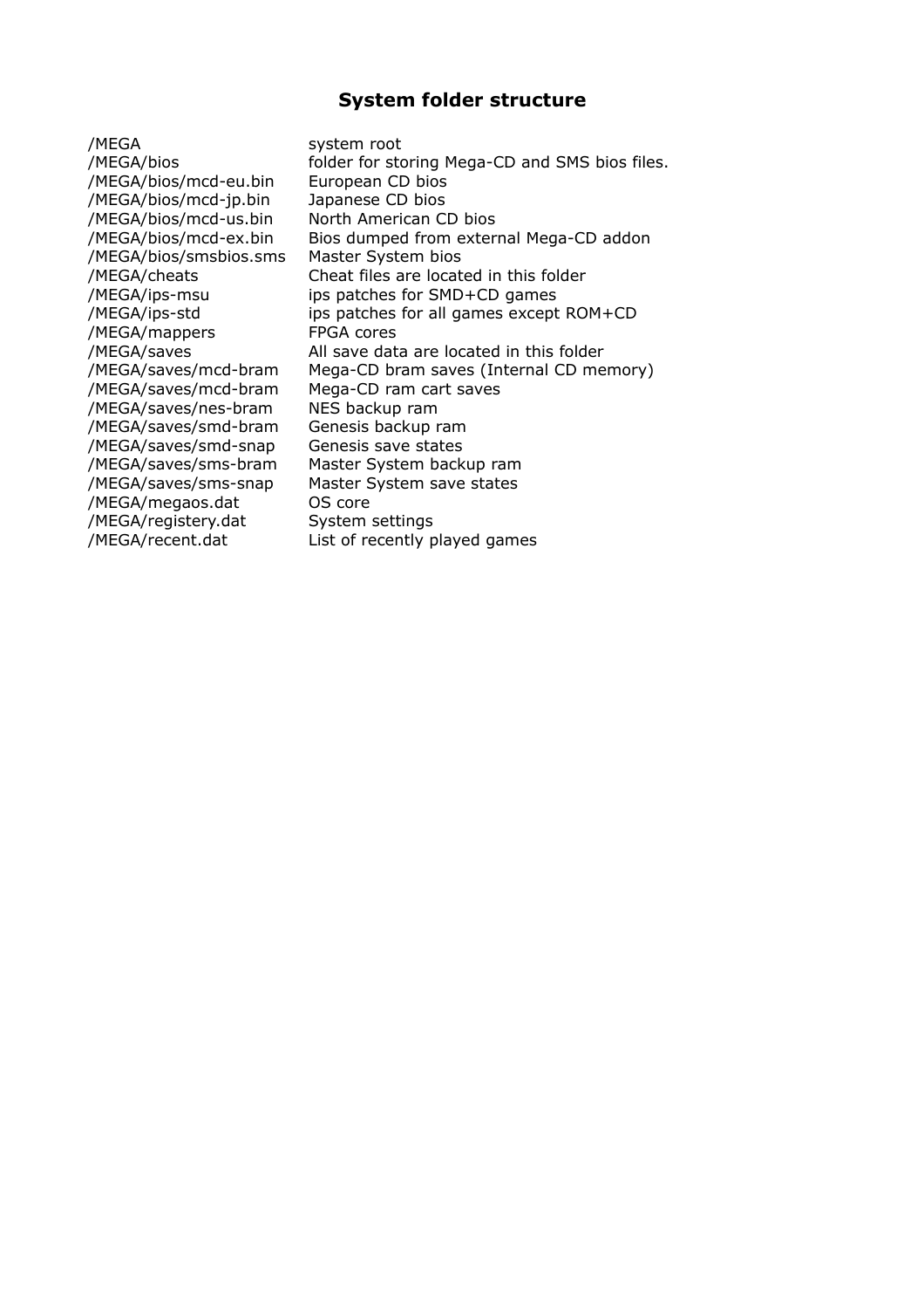## System folder structure

| | |
|---|---|
| /MEGA | system root |
| /MEGA/bios | folder for storing Mega-CD and SMS bios files. |
| /MEGA/bios/mcd-eu.bin | European CD bios |
| /MEGA/bios/mcd-jp.bin | Japanese CD bios |
| /MEGA/bios/mcd-us.bin | North American CD bios |
| /MEGA/bios/mcd-ex.bin | Bios dumped from external Mega-CD addon |
| /MEGA/bios/smsbios.sms | Master System bios |
| /MEGA/cheats | Cheat files are located in this folder |
| /MEGA/ips-msu | ips patches for SMD+CD games |
| /MEGA/ips-std | ips patches for all games except ROM+CD |
| /MEGA/mappers | FPGA cores |
| /MEGA/saves | All save data are located in this folder |
| /MEGA/saves/mcd-bram | Mega-CD bram saves (Internal CD memory) |
| /MEGA/saves/mcd-bram | Mega-CD ram cart saves |
| /MEGA/saves/nes-bram | NES backup ram |
| /MEGA/saves/smd-bram | Genesis backup ram |
| /MEGA/saves/smd-snap | Genesis save states |
| /MEGA/saves/sms-bram | Master System backup ram |
| /MEGA/saves/sms-snap | Master System save states |
| /MEGA/megaos.dat | OS core |
| /MEGA/registery.dat | System settings |
| /MEGA/recent.dat | List of recently played games |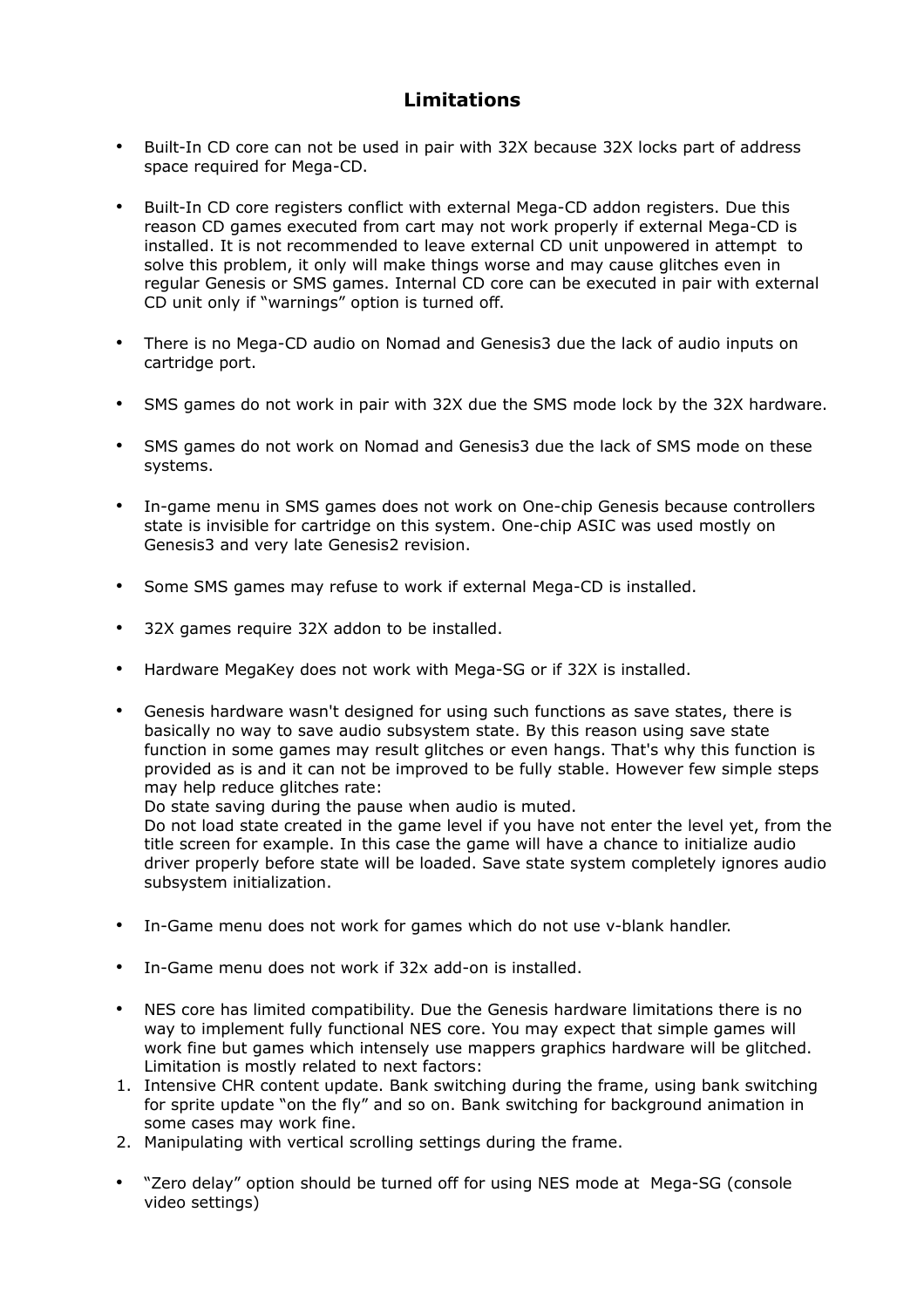## Limitations

- Built-In CD core can not be used in pair with 32X because 32X locks part of address space required for Mega-CD.
- Built-In CD core registers conflict with external Mega-CD addon registers. Due this reason CD games executed from cart may not work properly if external Mega-CD is installed. It is not recommended to leave external CD unit unpowered in attempt  to solve this problem, it only will make things worse and may cause glitches even in regular Genesis or SMS games. Internal CD core can be executed in pair with external CD unit only if “warnings” option is turned off.
- There is no Mega-CD audio on Nomad and Genesis3 due the lack of audio inputs on cartridge port.
- SMS games do not work in pair with 32X due the SMS mode lock by the 32X hardware.
- SMS games do not work on Nomad and Genesis3 due the lack of SMS mode on these systems.
- In-game menu in SMS games does not work on One-chip Genesis because controllers state is invisible for cartridge on this system. One-chip ASIC was used mostly on Genesis3 and very late Genesis2 revision.
- Some SMS games may refuse to work if external Mega-CD is installed.
- 32X games require 32X addon to be installed.
- Hardware MegaKey does not work with Mega-SG or if 32X is installed.
- Genesis hardware wasn't designed for using such functions as save states, there is basically no way to save audio subsystem state. By this reason using save state function in some games may result glitches or even hangs. That's why this function is provided as is and it can not be improved to be fully stable. However few simple steps may help reduce glitches rate:
  Do state saving during the pause when audio is muted.
  Do not load state created in the game level if you have not enter the level yet, from the title screen for example. In this case the game will have a chance to initialize audio driver properly before state will be loaded. Save state system completely ignores audio subsystem initialization.
- In-Game menu does not work for games which do not use v-blank handler.
- In-Game menu does not work if 32x add-on is installed.
- NES core has limited compatibility. Due the Genesis hardware limitations there is no way to implement fully functional NES core. You may expect that simple games will work fine but games which intensely use mappers graphics hardware will be glitched. Limitation is mostly related to next factors:

1. Intensive CHR content update. Bank switching during the frame, using bank switching for sprite update “on the fly” and so on. Bank switching for background animation in some cases may work fine.
2. Manipulating with vertical scrolling settings during the frame.

- “Zero delay” option should be turned off for using NES mode at  Mega-SG (console video settings)